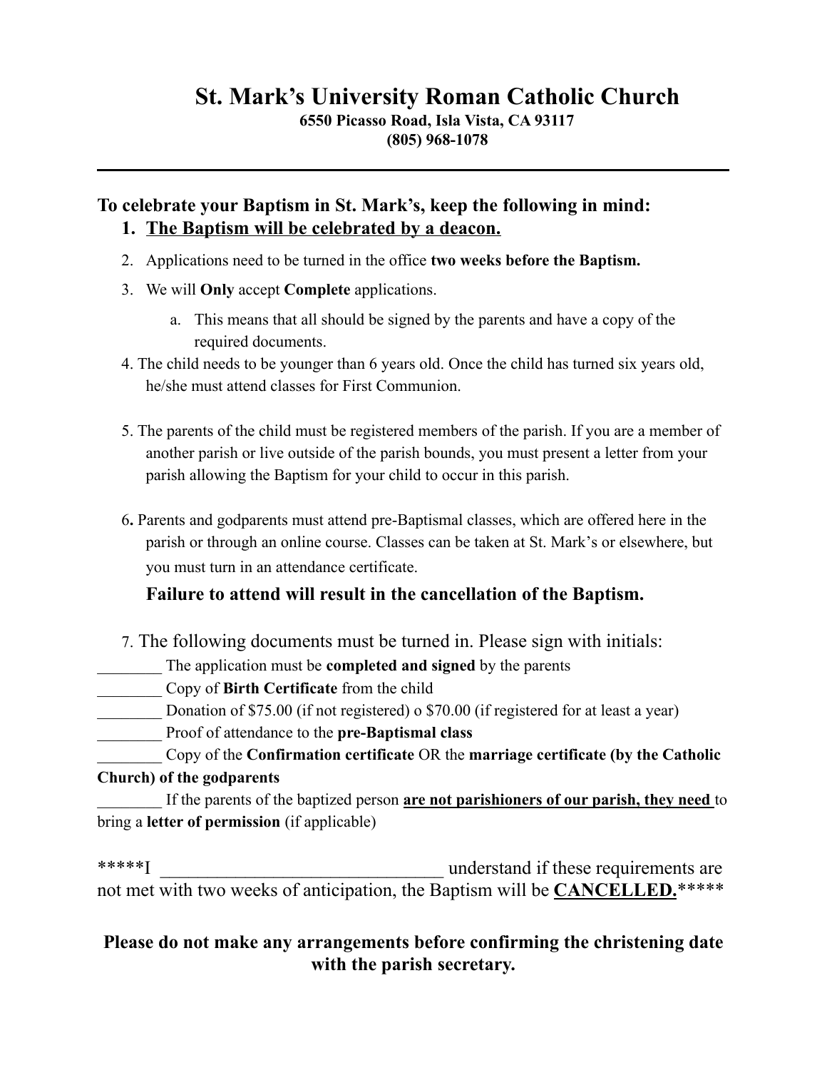# St. Mark's University Roman Catholic Church

**6550 Picasso Road, Isla Vista, CA 93117**
**(805) 968-1078**

---

## To celebrate your Baptism in St. Mark's, keep the following in mind:

1. **<u>The Baptism will be celebrated by a deacon.</u>**
2. Applications need to be turned in the office **two weeks before the Baptism.**
3. We will **Only** accept **Complete** applications.
   a. This means that all should be signed by the parents and have a copy of the required documents.
4. The child needs to be younger than 6 years old. Once the child has turned six years old, he/she must attend classes for First Communion.
5. The parents of the child must be registered members of the parish. If you are a member of another parish or live outside of the parish bounds, you must present a letter from your parish allowing the Baptism for your child to occur in this parish.
6. Parents and godparents must attend pre-Baptismal classes, which are offered here in the parish or through an online course. Classes can be taken at St. Mark's or elsewhere, but you must turn in an attendance certificate.

   **Failure to attend will result in the cancellation of the Baptism.**

7. The following documents must be turned in. Please sign with initials:

________ The application must be **completed and signed** by the parents
________ Copy of **Birth Certificate** from the child
________ Donation of $75.00 (if not registered) o $70.00 (if registered for at least a year)
________ Proof of attendance to the **pre-Baptismal class**
________ Copy of the **Confirmation certificate** OR the **marriage certificate (by the Catholic Church) of the godparents**
________ If the parents of the baptized person **<u>are not parishioners of our parish, they need</u>** to bring a **letter of permission** (if applicable)

*****I ______________________________ understand if these requirements are not met with two weeks of anticipation, the Baptism will be **<u>CANCELLED.</u>*****

**Please do not make any arrangements before confirming the christening date with the parish secretary.**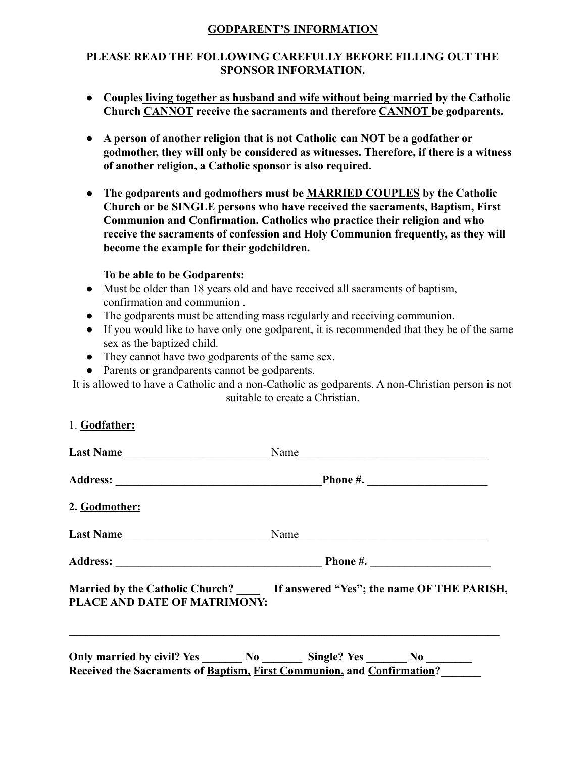# GODPARENT'S INFORMATION

**PLEASE READ THE FOLLOWING CAREFULLY BEFORE FILLING OUT THE SPONSOR INFORMATION.**

- **Couples living together as husband and wife without being married by the Catholic Church CANNOT receive the sacraments and therefore CANNOT be godparents.**
- **A person of another religion that is not Catholic can NOT be a godfather or godmother, they will only be considered as witnesses. Therefore, if there is a witness of another religion, a Catholic sponsor is also required.**
- **The godparents and godmothers must be MARRIED COUPLES by the Catholic Church or be SINGLE persons who have received the sacraments, Baptism, First Communion and Confirmation. Catholics who practice their religion and who receive the sacraments of confession and Holy Communion frequently, as they will become the example for their godchildren.**

  **To be able to be Godparents:**
- Must be older than 18 years old and have received all sacraments of baptism, confirmation and communion .
- The godparents must be attending mass regularly and receiving communion.
- If you would like to have only one godparent, it is recommended that they be of the same sex as the baptized child.
- They cannot have two godparents of the same sex.
- Parents or grandparents cannot be godparents.

It is allowed to have a Catholic and a non-Catholic as godparents. A non-Christian person is not suitable to create a Christian.

1. **Godfather:**

**Last Name** _________________________ Name _________________________________

**Address:** ____________________________________ **Phone #.** _____________________

**2. Godmother:**

**Last Name** _________________________ Name _________________________________

**Address:** ____________________________________ **Phone #.** _____________________

**Married by the Catholic Church? ____ If answered "Yes"; the name OF THE PARISH, PLACE AND DATE OF MATRIMONY:**

________________________________________________________________________________

**Only married by civil? Yes _______ No _______ Single? Yes _______ No ________**
**Received the Sacraments of Baptism, First Communion, and Confirmation?_______**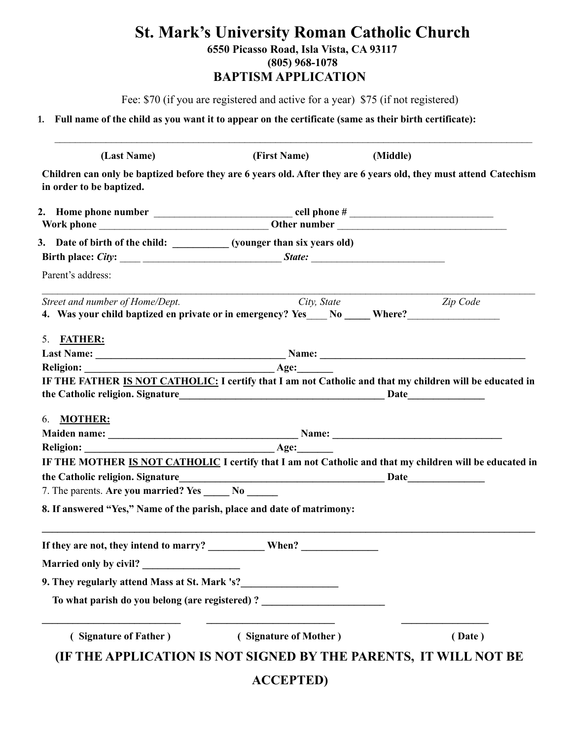# St. Mark's University Roman Catholic Church

**6550 Picasso Road, Isla Vista, CA 93117**
**(805) 968-1078**

## BAPTISM APPLICATION

Fee: $70 (if you are registered and active for a year) $75 (if not registered)

1. **Full name of the child as you want it to appear on the certificate (same as their birth certificate):**

_______________________________________________________________________________

**(Last Name)** **(First Name)** **(Middle)**

**Children can only be baptized before they are 6 years old. After they are 6 years old, they must attend Catechism in order to be baptized.**

2. **Home phone number** ___________________________ **cell phone #** _____________________________
**Work phone** _________________________________ **Other number** _________________________________

3. **Date of birth of the child:** ___________ **(younger than six years old)**
**Birth place:** ***City***: ____ ___________________________ ***State:*** __________________________

Parent's address:

_______________________________________________________________________________

*Street and number of Home/Dept.* *City, State* *Zip Code*

4. **Was your child baptized en private or in emergency? Yes____ No _____ Where?__________________**

5. **FATHER:**

**Last Name:** _____________________________________ **Name:** _________________________________________
**Religion:** _____________________________________ **Age:**_______

**IF THE FATHER IS NOT CATHOLIC: I certify that I am not Catholic and that my children will be educated in the Catholic religion. Signature**_________________________________________ **Date**_______________

6. **MOTHER:**

**Maiden name:** _____________________________________ **Name:** __________________________________
**Religion:** _____________________________________ **Age:**_______

**IF THE MOTHER IS NOT CATHOLIC I certify that I am not Catholic and that my children will be educated in the Catholic religion. Signature**_________________________________________ **Date**_______________

7. The parents. **Are you married? Yes _____ No ______**

8. **If answered "Yes," Name of the parish, place and date of matrimony:**

_______________________________________________________________________________

**If they are not, they intend to marry?** ___________ **When?** _______________

**Married only by civil?** __________________

9. **They regularly attend Mass at St. Mark 's?**__________________

**To what parish do you belong (are registered) ?** ________________________

___________________________ _________________________ _________________

**( Signature of Father )** **( Signature of Mother )** **( Date )**

**(IF THE APPLICATION IS NOT SIGNED BY THE PARENTS, IT WILL NOT BE ACCEPTED)**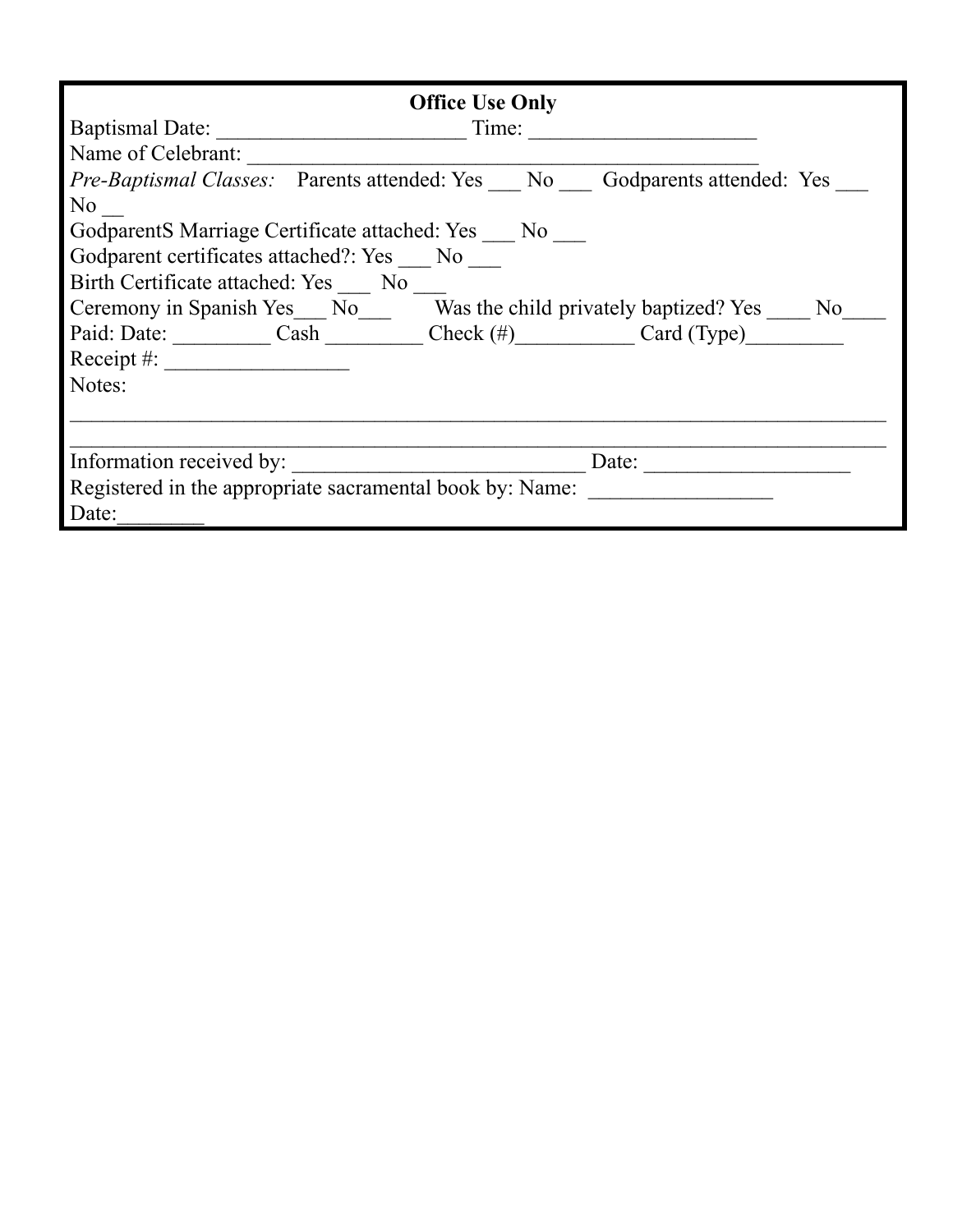**Office Use Only**

Baptismal Date: ________________________ Time: ______________________

Name of Celebrant: ___________________________________________________

*Pre-Baptismal Classes:* Parents attended: Yes ___ No ___ Godparents attended: Yes ___ No __

GodparentS Marriage Certificate attached: Yes ___ No ___

Godparent certificates attached?: Yes ___ No ___

Birth Certificate attached: Yes ___ No ___

Ceremony in Spanish Yes___ No___ Was the child privately baptized? Yes ____ No____

Paid: Date: _________ Cash _________ Check (#)___________ Card (Type)_________

Receipt #: _________________

Notes:

_______________________________________________________________________________

_______________________________________________________________________________

Information received by: ____________________________ Date: ____________________

Registered in the appropriate sacramental book by: Name: _________________

Date:________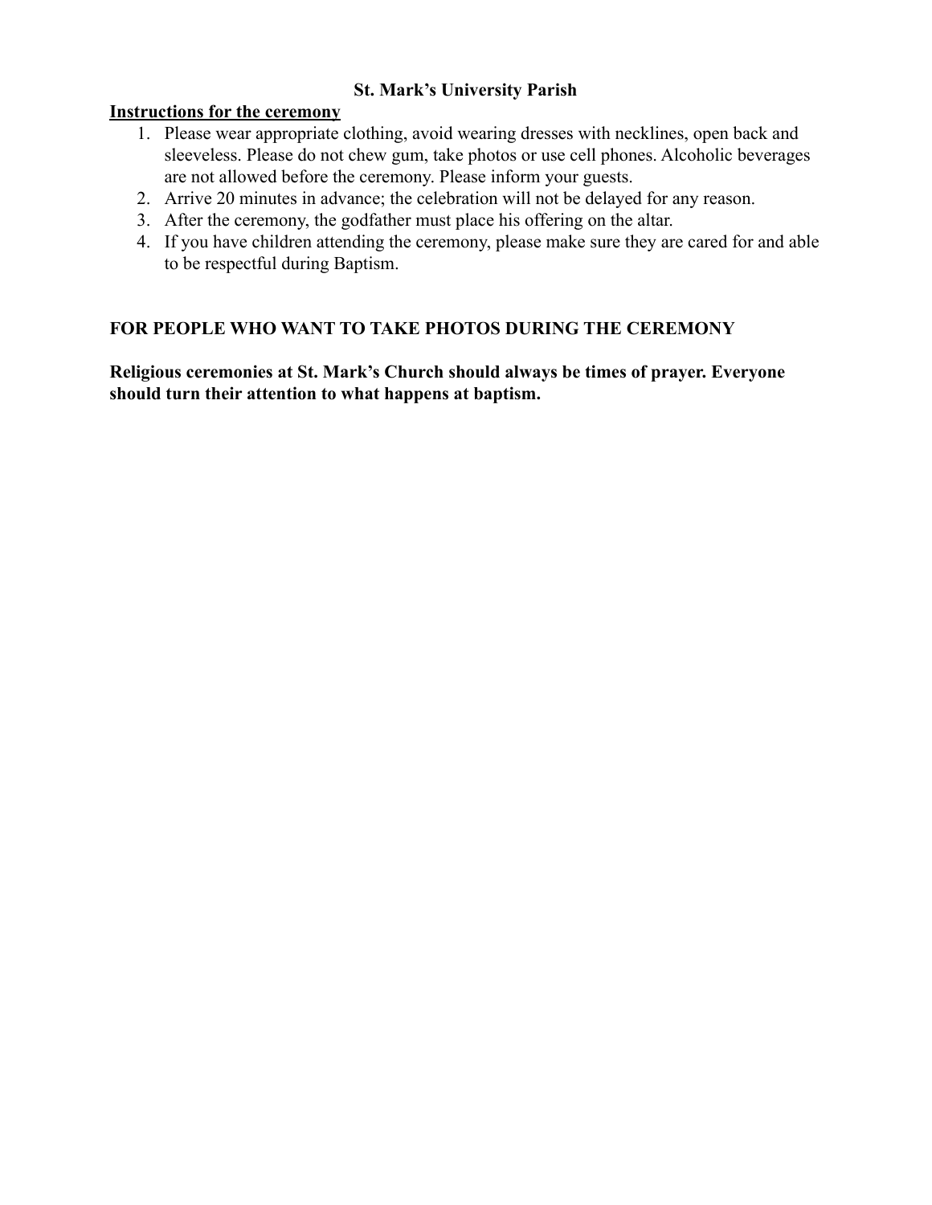**St. Mark's University Parish**

**<u>Instructions for the ceremony</u>**

1. Please wear appropriate clothing, avoid wearing dresses with necklines, open back and sleeveless. Please do not chew gum, take photos or use cell phones. Alcoholic beverages are not allowed before the ceremony. Please inform your guests.
2. Arrive 20 minutes in advance; the celebration will not be delayed for any reason.
3. After the ceremony, the godfather must place his offering on the altar.
4. If you have children attending the ceremony, please make sure they are cared for and able to be respectful during Baptism.

**FOR PEOPLE WHO WANT TO TAKE PHOTOS DURING THE CEREMONY**

**Religious ceremonies at St. Mark's Church should always be times of prayer. Everyone should turn their attention to what happens at baptism.**